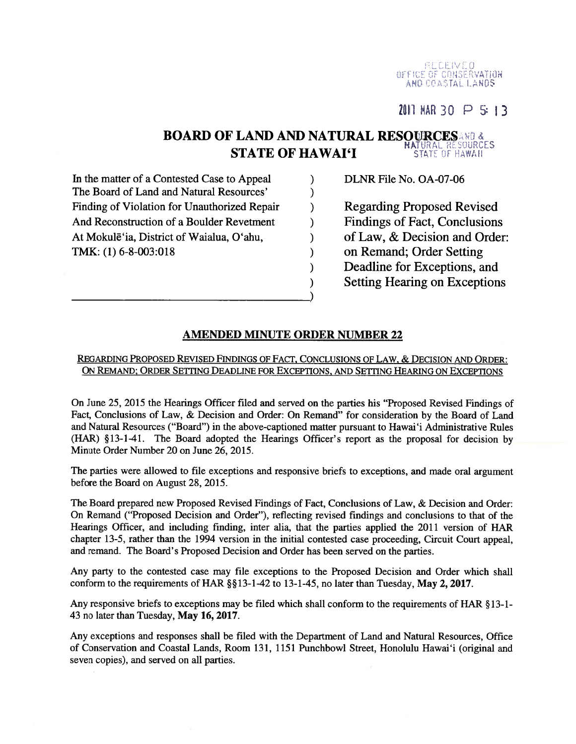RECEIVED
OFFICE OF CONSERVATION
AND COASTAL LANDS

2017 MAR 30 P 5:13

# BOARD OF LAND AND NATURAL RESOURCES
# STATE OF HAWAIʻI

LAND & NATURAL RESOURCES STATE OF HAWAII

| | | |
|---|---|---|
| In the matter of a Contested Case to Appeal The Board of Land and Natural Resources' Finding of Violation for Unauthorized Repair And Reconstruction of a Boulder Revetment At Mokulēʻia, District of Waialua, Oʻahu, TMK: (1) 6-8-003:018 | ) | DLNR File No. OA-07-06<br><br>Regarding Proposed Revised Findings of Fact, Conclusions of Law, & Decision and Order: on Remand; Order Setting Deadline for Exceptions, and Setting Hearing on Exceptions |

## AMENDED MINUTE ORDER NUMBER 22

REGARDING PROPOSED REVISED FINDINGS OF FACT, CONCLUSIONS OF LAW, & DECISION AND ORDER: ON REMAND; ORDER SETTING DEADLINE FOR EXCEPTIONS, AND SETTING HEARING ON EXCEPTIONS

On June 25, 2015 the Hearings Officer filed and served on the parties his "Proposed Revised Findings of Fact, Conclusions of Law, & Decision and Order: On Remand" for consideration by the Board of Land and Natural Resources ("Board") in the above-captioned matter pursuant to Hawaiʻi Administrative Rules (HAR) §13-1-41. The Board adopted the Hearings Officer's report as the proposal for decision by Minute Order Number 20 on June 26, 2015.

The parties were allowed to file exceptions and responsive briefs to exceptions, and made oral argument before the Board on August 28, 2015.

The Board prepared new Proposed Revised Findings of Fact, Conclusions of Law, & Decision and Order: On Remand ("Proposed Decision and Order"), reflecting revised findings and conclusions to that of the Hearings Officer, and including finding, inter alia, that the parties applied the 2011 version of HAR chapter 13-5, rather than the 1994 version in the initial contested case proceeding, Circuit Court appeal, and remand. The Board's Proposed Decision and Order has been served on the parties.

Any party to the contested case may file exceptions to the Proposed Decision and Order which shall conform to the requirements of HAR §§13-1-42 to 13-1-45, no later than Tuesday, **May 2, 2017**.

Any responsive briefs to exceptions may be filed which shall conform to the requirements of HAR §13-1-43 no later than Tuesday, **May 16, 2017**.

Any exceptions and responses shall be filed with the Department of Land and Natural Resources, Office of Conservation and Coastal Lands, Room 131, 1151 Punchbowl Street, Honolulu Hawaiʻi (original and seven copies), and served on all parties.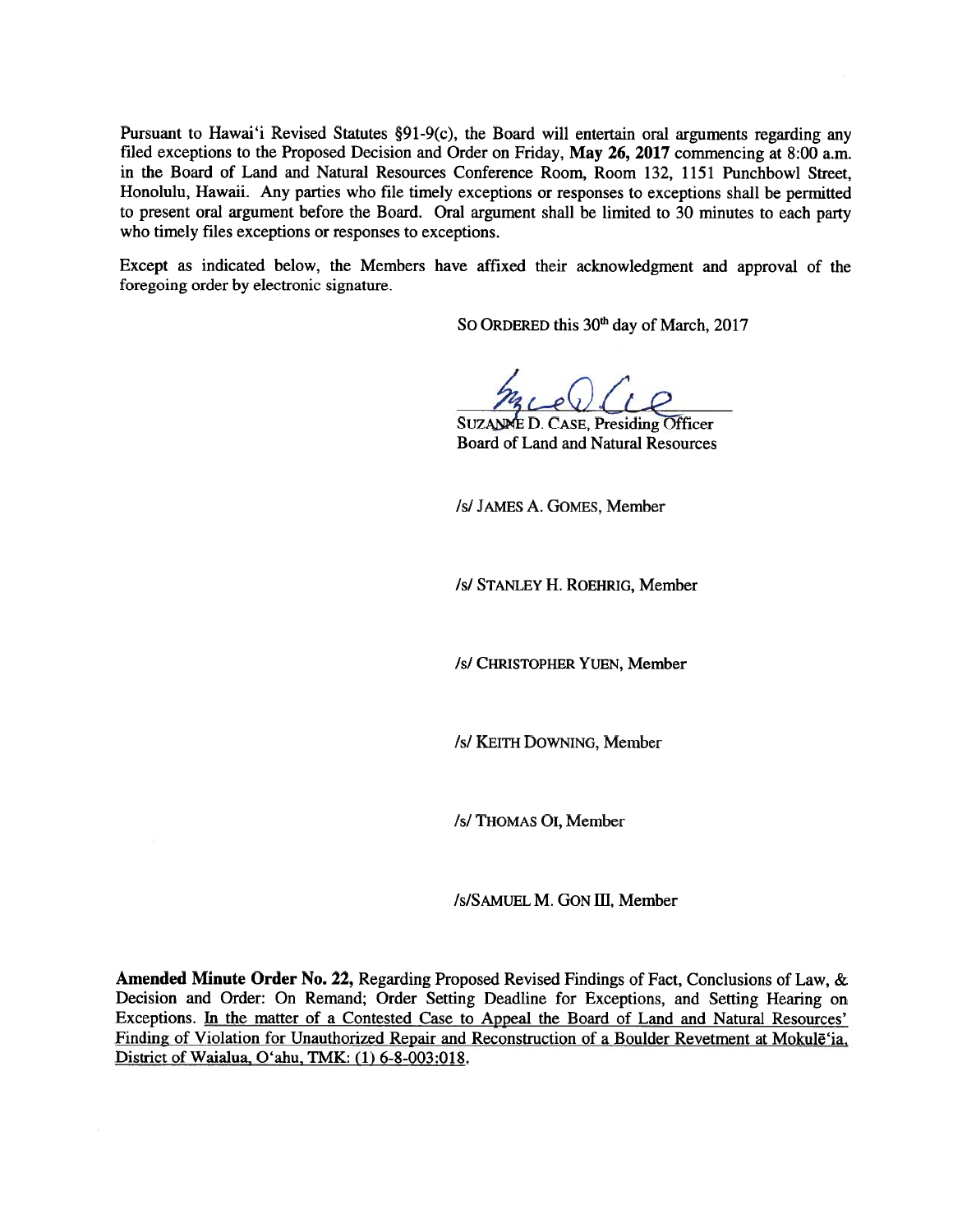Pursuant to Hawai'i Revised Statutes §91-9(c), the Board will entertain oral arguments regarding any filed exceptions to the Proposed Decision and Order on Friday, **May 26, 2017** commencing at 8:00 a.m. in the Board of Land and Natural Resources Conference Room, Room 132, 1151 Punchbowl Street, Honolulu, Hawaii. Any parties who file timely exceptions or responses to exceptions shall be permitted to present oral argument before the Board. Oral argument shall be limited to 30 minutes to each party who timely files exceptions or responses to exceptions.

Except as indicated below, the Members have affixed their acknowledgment and approval of the foregoing order by electronic signature.

SO ORDERED this 30th day of March, 2017

SUZANNE D. CASE, Presiding Officer
Board of Land and Natural Resources

/s/ JAMES A. GOMES, Member

/s/ STANLEY H. ROEHRIG, Member

/s/ CHRISTOPHER YUEN, Member

/s/ KEITH DOWNING, Member

/s/ THOMAS OI, Member

/s/SAMUEL M. GON III, Member

**Amended Minute Order No. 22,** Regarding Proposed Revised Findings of Fact, Conclusions of Law, & Decision and Order: On Remand; Order Setting Deadline for Exceptions, and Setting Hearing on Exceptions. In the matter of a Contested Case to Appeal the Board of Land and Natural Resources' Finding of Violation for Unauthorized Repair and Reconstruction of a Boulder Revetment at Mokulē'ia, District of Waialua, O'ahu, TMK: (1) 6-8-003:018.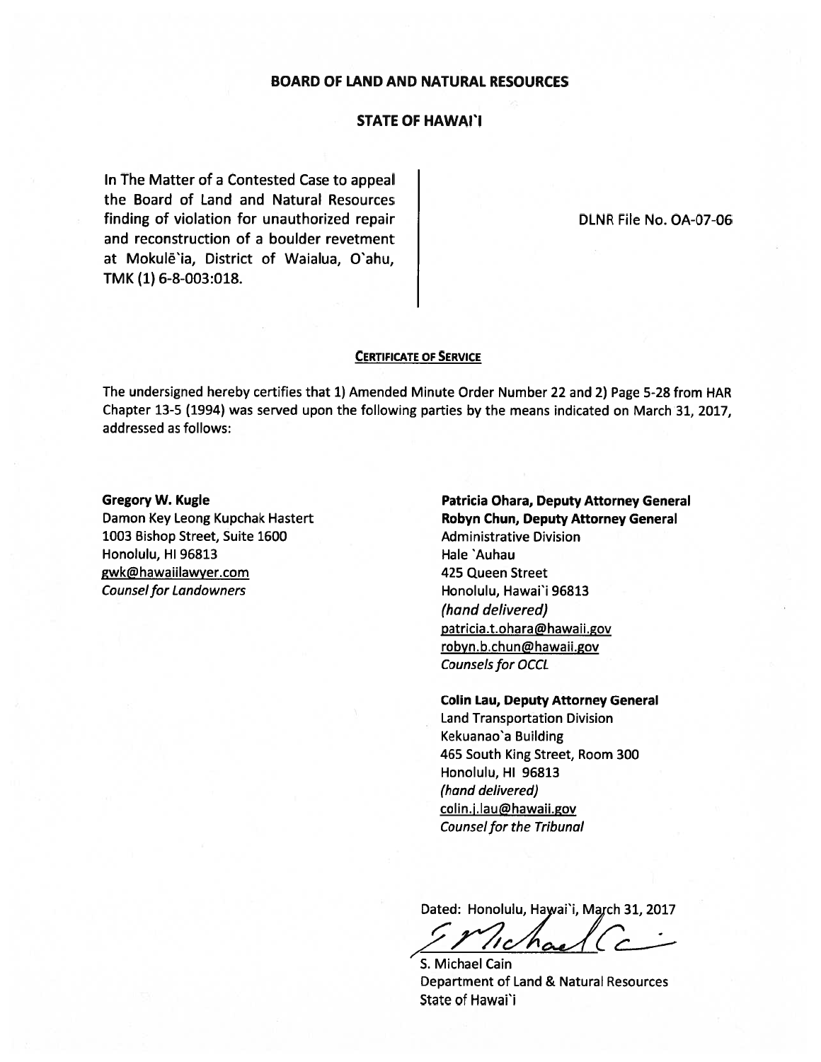**BOARD OF LAND AND NATURAL RESOURCES**

**STATE OF HAWAI`I**

In The Matter of a Contested Case to appeal the Board of Land and Natural Resources finding of violation for unauthorized repair and reconstruction of a boulder revetment at Mokulē`ia, District of Waialua, O`ahu, TMK (1) 6-8-003:018.

DLNR File No. OA-07-06

**CERTIFICATE OF SERVICE**

The undersigned hereby certifies that 1) Amended Minute Order Number 22 and 2) Page 5-28 from HAR Chapter 13-5 (1994) was served upon the following parties by the means indicated on March 31, 2017, addressed as follows:

**Gregory W. Kugle**
Damon Key Leong Kupchak Hastert
1003 Bishop Street, Suite 1600
Honolulu, HI 96813
gwk@hawaiilawyer.com
*Counsel for Landowners*

**Patricia Ohara, Deputy Attorney General**
**Robyn Chun, Deputy Attorney General**
Administrative Division
Hale `Auhau
425 Queen Street
Honolulu, Hawai`i 96813
*(hand delivered)*
patricia.t.ohara@hawaii.gov
robyn.b.chun@hawaii.gov
*Counsels for OCCL*

**Colin Lau, Deputy Attorney General**
Land Transportation Division
Kekuanao`a Building
465 South King Street, Room 300
Honolulu, HI 96813
*(hand delivered)*
colin.j.lau@hawaii.gov
*Counsel for the Tribunal*

Dated: Honolulu, Hawai`i, March 31, 2017

S. Michael Cain
Department of Land & Natural Resources
State of Hawai`i